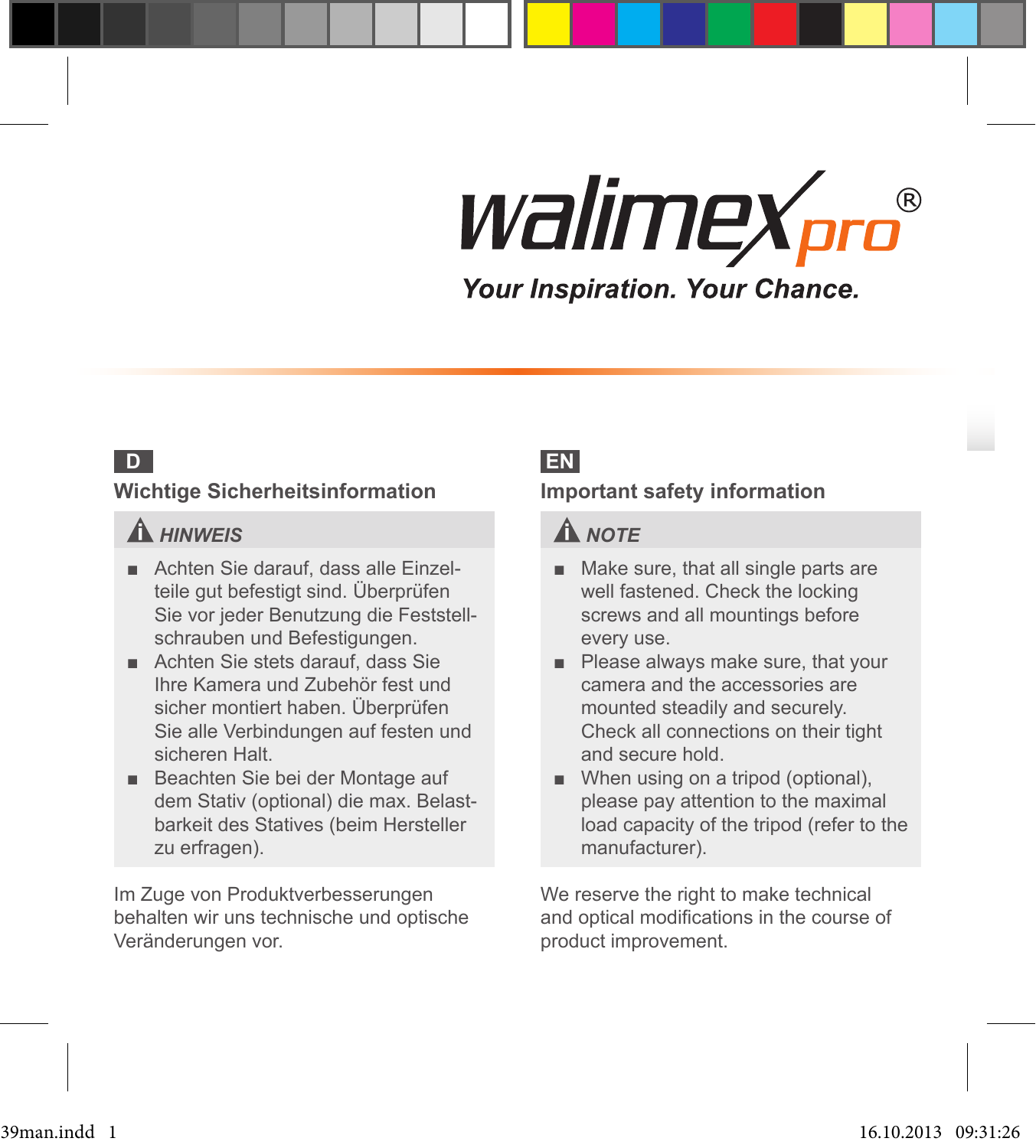walimex pro®

Your Inspiration. Your Chance.

**D**

## Wichtige Sicherheitsinformation

### ⚠ HINWEIS

- Achten Sie darauf, dass alle Einzelteile gut befestigt sind. Überprüfen Sie vor jeder Benutzung die Feststellschrauben und Befestigungen.
- Achten Sie stets darauf, dass Sie Ihre Kamera und Zubehör fest und sicher montiert haben. Überprüfen Sie alle Verbindungen auf festen und sicheren Halt.
- Beachten Sie bei der Montage auf dem Stativ (optional) die max. Belastbarkeit des Statives (beim Hersteller zu erfragen).

Im Zuge von Produktverbesserungen behalten wir uns technische und optische Veränderungen vor.

**EN**

## Important safety information

### ⚠ NOTE

- Make sure, that all single parts are well fastened. Check the locking screws and all mountings before every use.
- Please always make sure, that your camera and the accessories are mounted steadily and securely. Check all connections on their tight and secure hold.
- When using on a tripod (optional), please pay attention to the maximal load capacity of the tripod (refer to the manufacturer).

We reserve the right to make technical and optical modifications in the course of product improvement.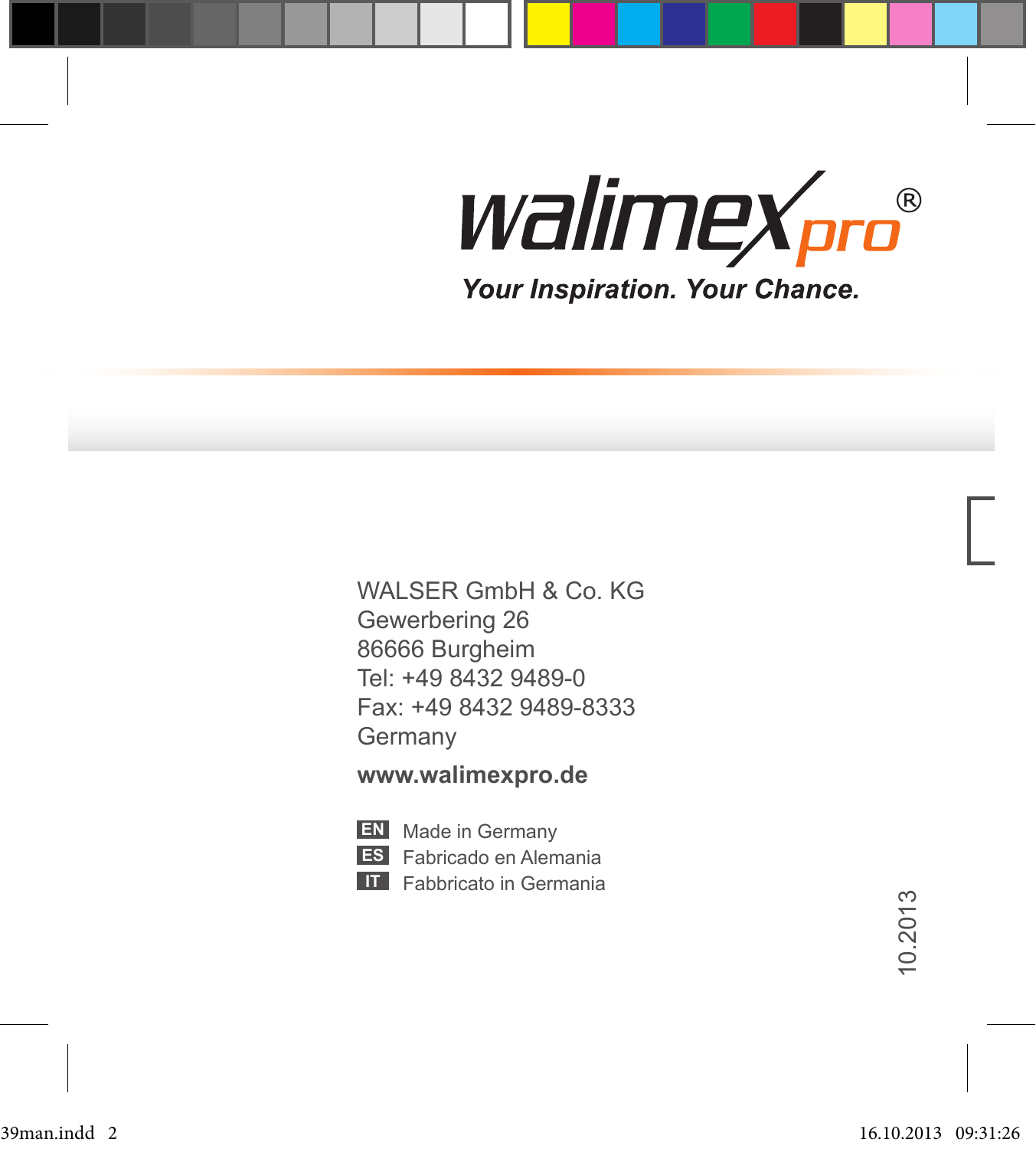walimex pro®

*Your Inspiration. Your Chance.*

WALSER GmbH & Co. KG
Gewerbering 26
86666 Burgheim
Tel: +49 8432 9489-0
Fax: +49 8432 9489-8333
Germany

**www.walimexpro.de**

**EN** Made in Germany
**ES** Fabricado en Alemania
**IT** Fabbricato in Germania

10.2013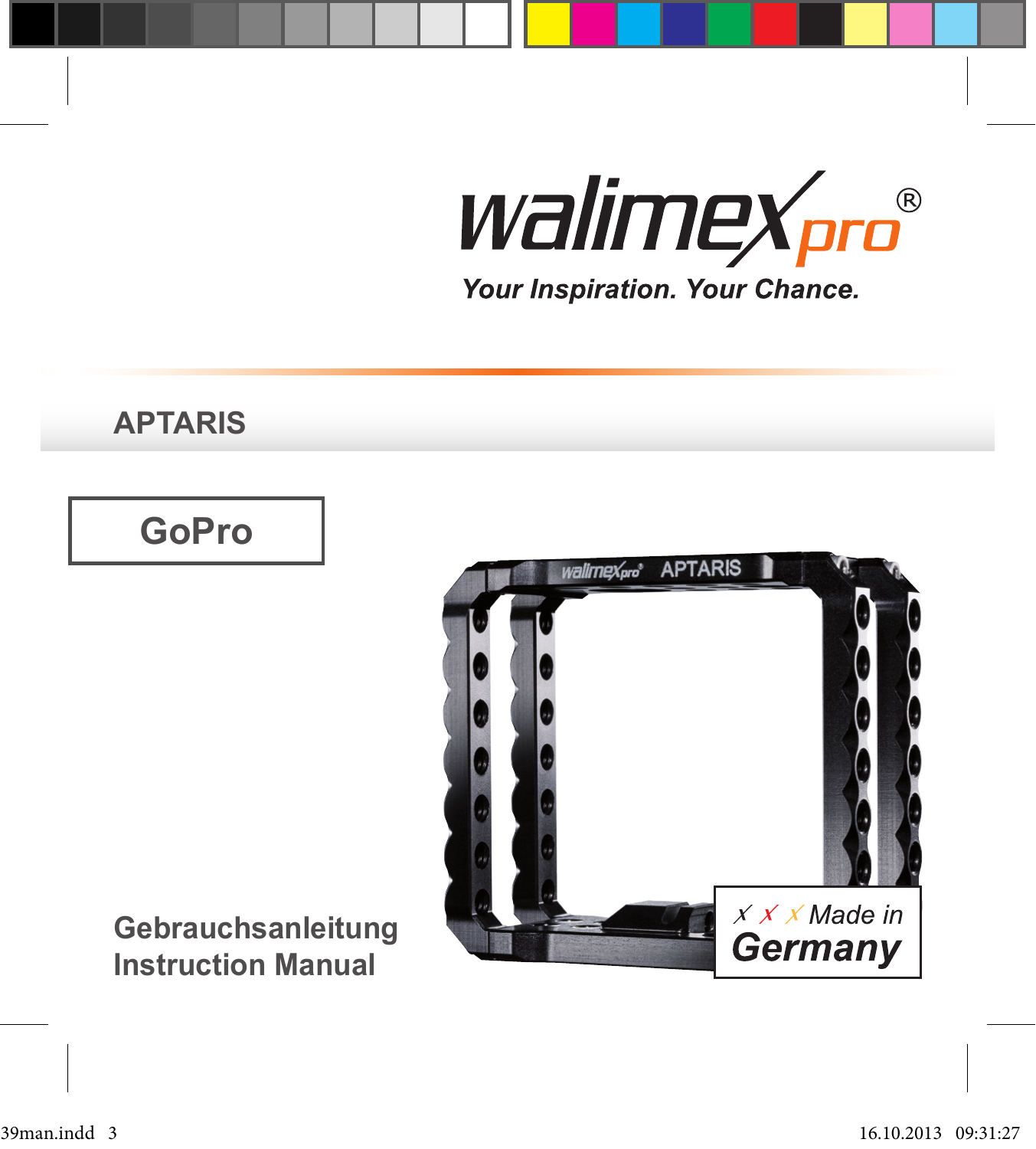walimex pro®

Your Inspiration. Your Chance.

# APTARIS

**GoPro**

Made in Germany

## Gebrauchsanleitung
## Instruction Manual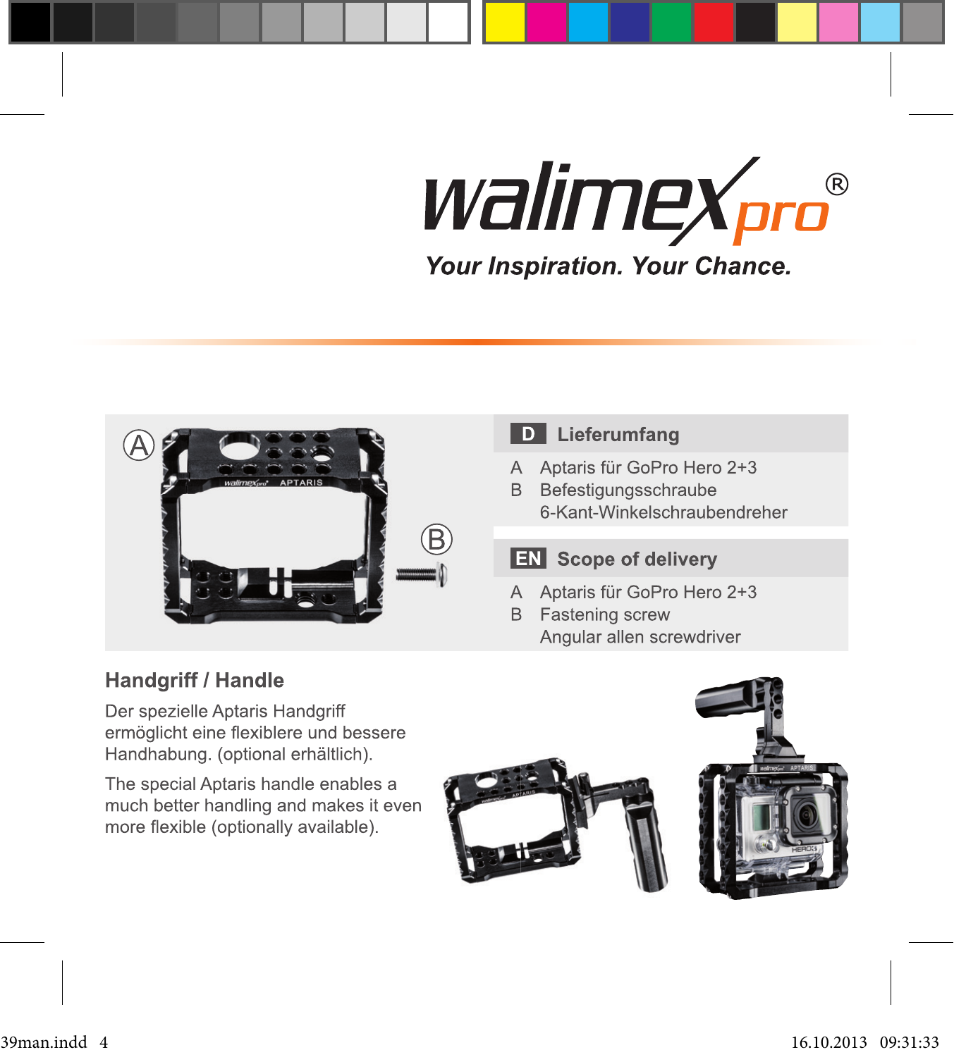walimex pro®

*Your Inspiration. Your Chance.*

## D Lieferumfang

A Aptaris für GoPro Hero 2+3
B Befestigungsschraube
6-Kant-Winkelschraubendreher

## EN Scope of delivery

A Aptaris für GoPro Hero 2+3
B Fastening screw
Angular allen screwdriver

## Handgriff / Handle

Der spezielle Aptaris Handgriff ermöglicht eine flexiblere und bessere Handhabung. (optional erhältlich).

The special Aptaris handle enables a much better handling and makes it even more flexible (optionally available).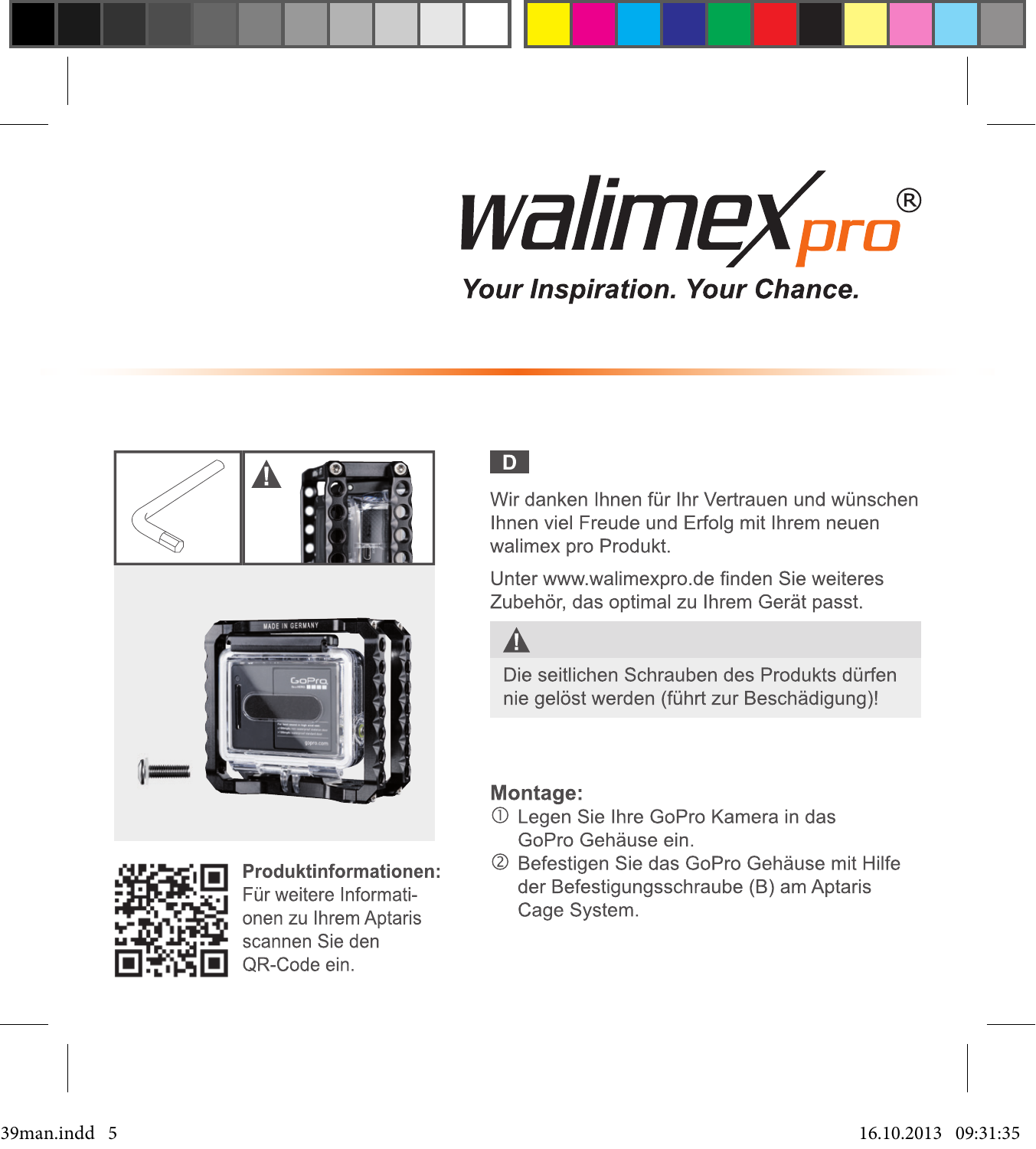walimex pro®

*Your Inspiration. Your Chance.*

**Produktinformationen:**
Für weitere Informationen zu Ihrem Aptaris scannen Sie den QR-Code ein.

**D**

Wir danken Ihnen für Ihr Vertrauen und wünschen Ihnen viel Freude und Erfolg mit Ihrem neuen walimex pro Produkt.

Unter www.walimexpro.de finden Sie weiteres Zubehör, das optimal zu Ihrem Gerät passt.

⚠

Die seitlichen Schrauben des Produkts dürfen nie gelöst werden (führt zur Beschädigung)!

**Montage:**

① Legen Sie Ihre GoPro Kamera in das GoPro Gehäuse ein.

② Befestigen Sie das GoPro Gehäuse mit Hilfe der Befestigungsschraube (B) am Aptaris Cage System.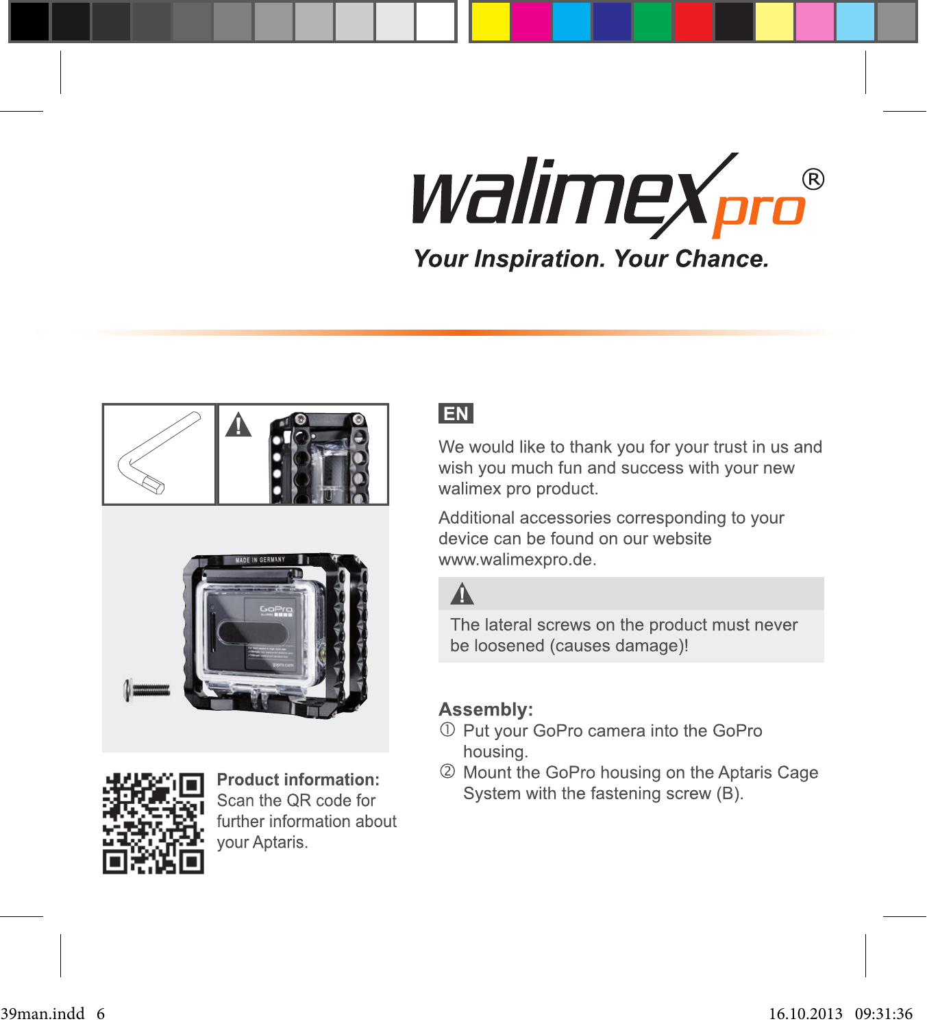walimex pro®

*Your Inspiration. Your Chance.*

**Product information:**
Scan the QR code for further information about your Aptaris.

**EN**

We would like to thank you for your trust in us and wish you much fun and success with your new walimex pro product.

Additional accessories corresponding to your device can be found on our website www.walimexpro.de.

⚠

The lateral screws on the product must never be loosened (causes damage)!

**Assembly:**

① Put your GoPro camera into the GoPro housing.

② Mount the GoPro housing on the Aptaris Cage System with the fastening screw (B).